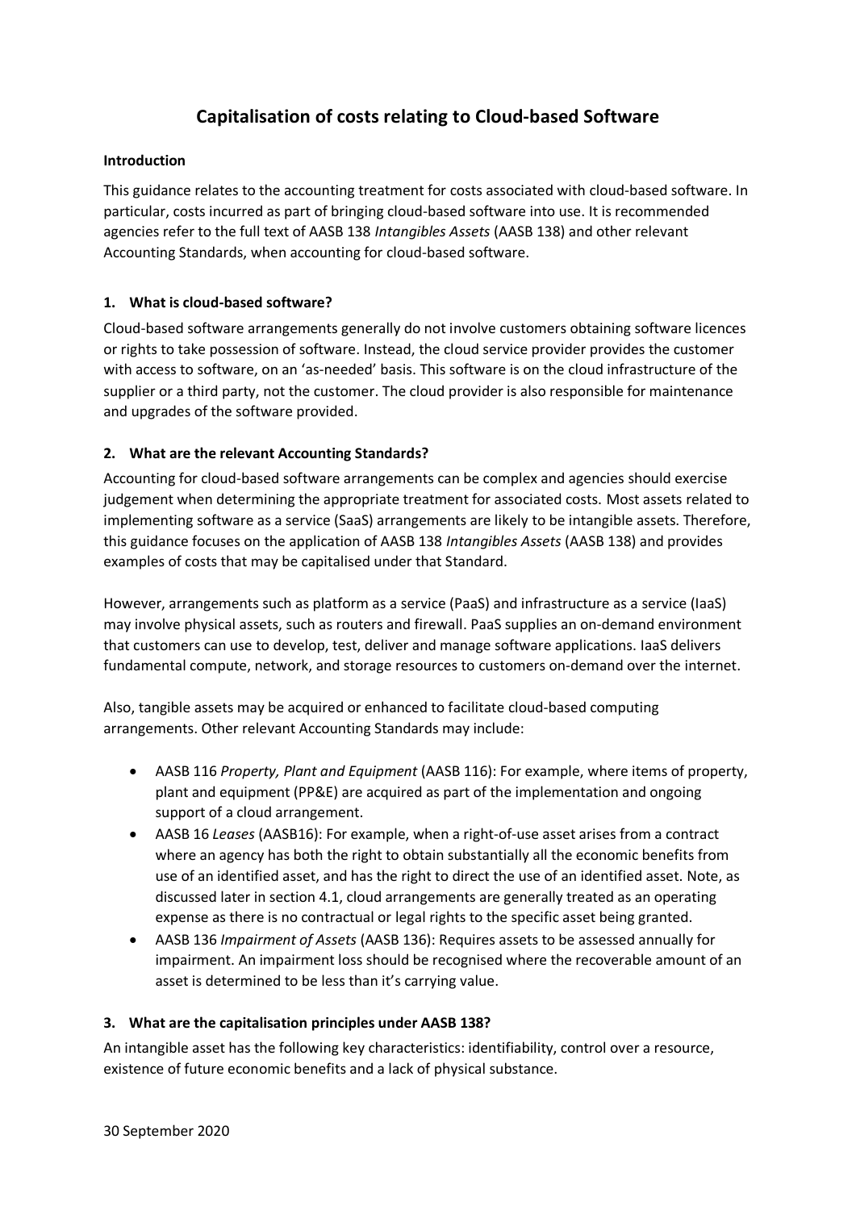# Capitalisation of costs relating to Cloud-based Software

**Introduction**

This guidance relates to the accounting treatment for costs associated with cloud-based software. In particular, costs incurred as part of bringing cloud-based software into use. It is recommended agencies refer to the full text of AASB 138 *Intangibles Assets* (AASB 138) and other relevant Accounting Standards, when accounting for cloud-based software.

## 1. What is cloud-based software?

Cloud-based software arrangements generally do not involve customers obtaining software licences or rights to take possession of software. Instead, the cloud service provider provides the customer with access to software, on an 'as-needed' basis. This software is on the cloud infrastructure of the supplier or a third party, not the customer. The cloud provider is also responsible for maintenance and upgrades of the software provided.

## 2. What are the relevant Accounting Standards?

Accounting for cloud-based software arrangements can be complex and agencies should exercise judgement when determining the appropriate treatment for associated costs. Most assets related to implementing software as a service (SaaS) arrangements are likely to be intangible assets. Therefore, this guidance focuses on the application of AASB 138 *Intangibles Assets* (AASB 138) and provides examples of costs that may be capitalised under that Standard.

However, arrangements such as platform as a service (PaaS) and infrastructure as a service (IaaS) may involve physical assets, such as routers and firewall. PaaS supplies an on-demand environment that customers can use to develop, test, deliver and manage software applications. IaaS delivers fundamental compute, network, and storage resources to customers on-demand over the internet.

Also, tangible assets may be acquired or enhanced to facilitate cloud-based computing arrangements. Other relevant Accounting Standards may include:

- AASB 116 *Property, Plant and Equipment* (AASB 116): For example, where items of property, plant and equipment (PP&E) are acquired as part of the implementation and ongoing support of a cloud arrangement.
- AASB 16 *Leases* (AASB16): For example, when a right-of-use asset arises from a contract where an agency has both the right to obtain substantially all the economic benefits from use of an identified asset, and has the right to direct the use of an identified asset. Note, as discussed later in section 4.1, cloud arrangements are generally treated as an operating expense as there is no contractual or legal rights to the specific asset being granted.
- AASB 136 *Impairment of Assets* (AASB 136): Requires assets to be assessed annually for impairment. An impairment loss should be recognised where the recoverable amount of an asset is determined to be less than it's carrying value.

## 3. What are the capitalisation principles under AASB 138?

An intangible asset has the following key characteristics: identifiability, control over a resource, existence of future economic benefits and a lack of physical substance.

30 September 2020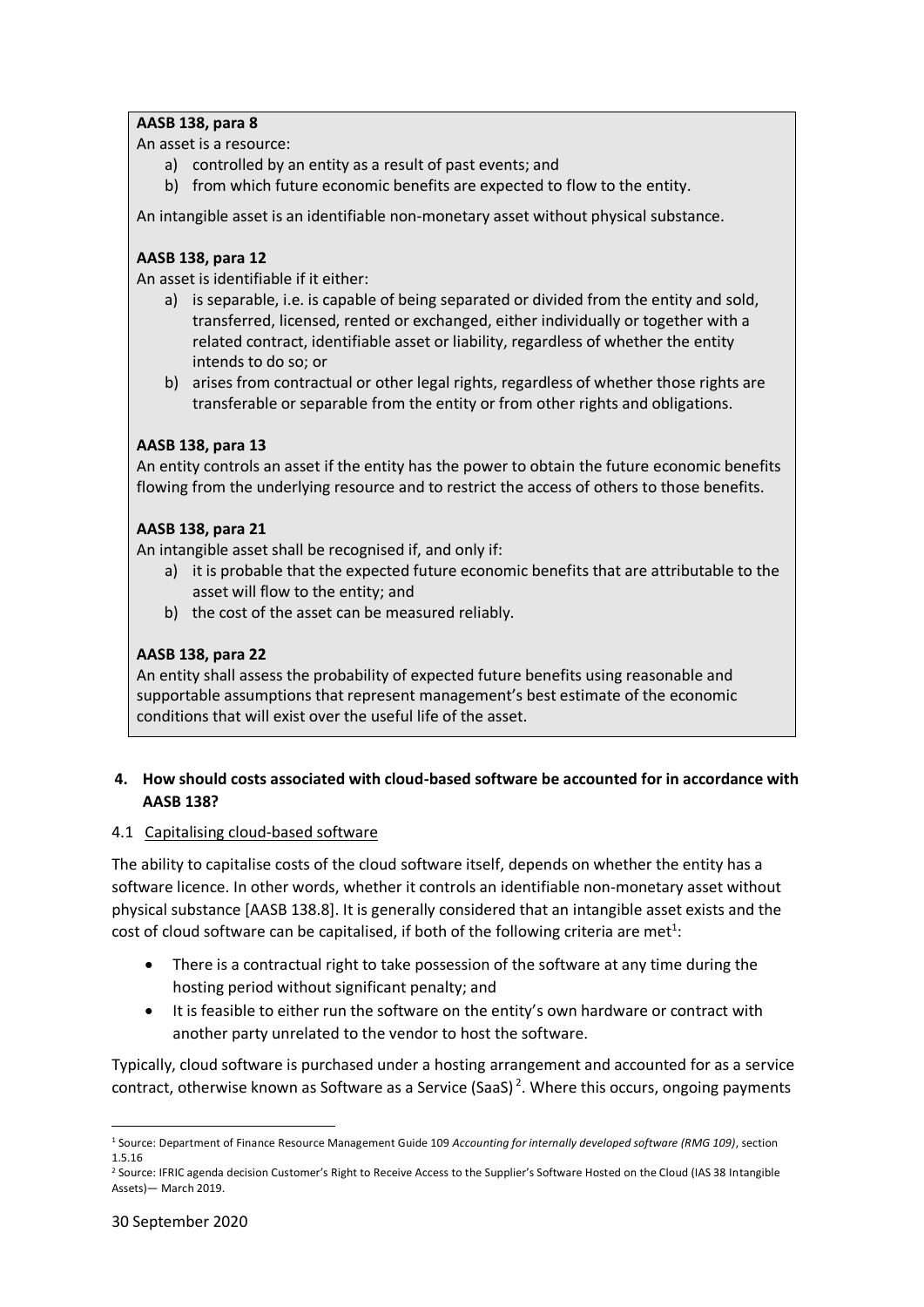**AASB 138, para 8**

An asset is a resource:

a) controlled by an entity as a result of past events; and
b) from which future economic benefits are expected to flow to the entity.

An intangible asset is an identifiable non-monetary asset without physical substance.

**AASB 138, para 12**

An asset is identifiable if it either:

a) is separable, i.e. is capable of being separated or divided from the entity and sold, transferred, licensed, rented or exchanged, either individually or together with a related contract, identifiable asset or liability, regardless of whether the entity intends to do so; or
b) arises from contractual or other legal rights, regardless of whether those rights are transferable or separable from the entity or from other rights and obligations.

**AASB 138, para 13**

An entity controls an asset if the entity has the power to obtain the future economic benefits flowing from the underlying resource and to restrict the access of others to those benefits.

**AASB 138, para 21**

An intangible asset shall be recognised if, and only if:

a) it is probable that the expected future economic benefits that are attributable to the asset will flow to the entity; and
b) the cost of the asset can be measured reliably.

**AASB 138, para 22**

An entity shall assess the probability of expected future benefits using reasonable and supportable assumptions that represent management's best estimate of the economic conditions that will exist over the useful life of the asset.

## 4. How should costs associated with cloud-based software be accounted for in accordance with AASB 138?

### 4.1 Capitalising cloud-based software

The ability to capitalise costs of the cloud software itself, depends on whether the entity has a software licence. In other words, whether it controls an identifiable non-monetary asset without physical substance [AASB 138.8]. It is generally considered that an intangible asset exists and the cost of cloud software can be capitalised, if both of the following criteria are met[1]:

- There is a contractual right to take possession of the software at any time during the hosting period without significant penalty; and
- It is feasible to either run the software on the entity's own hardware or contract with another party unrelated to the vendor to host the software.

Typically, cloud software is purchased under a hosting arrangement and accounted for as a service contract, otherwise known as Software as a Service (SaaS)[2]. Where this occurs, ongoing payments

[1] Source: Department of Finance Resource Management Guide 109 *Accounting for internally developed software (RMG 109)*, section 1.5.16

[2] Source: IFRIC agenda decision Customer's Right to Receive Access to the Supplier's Software Hosted on the Cloud (IAS 38 Intangible Assets)— March 2019.

30 September 2020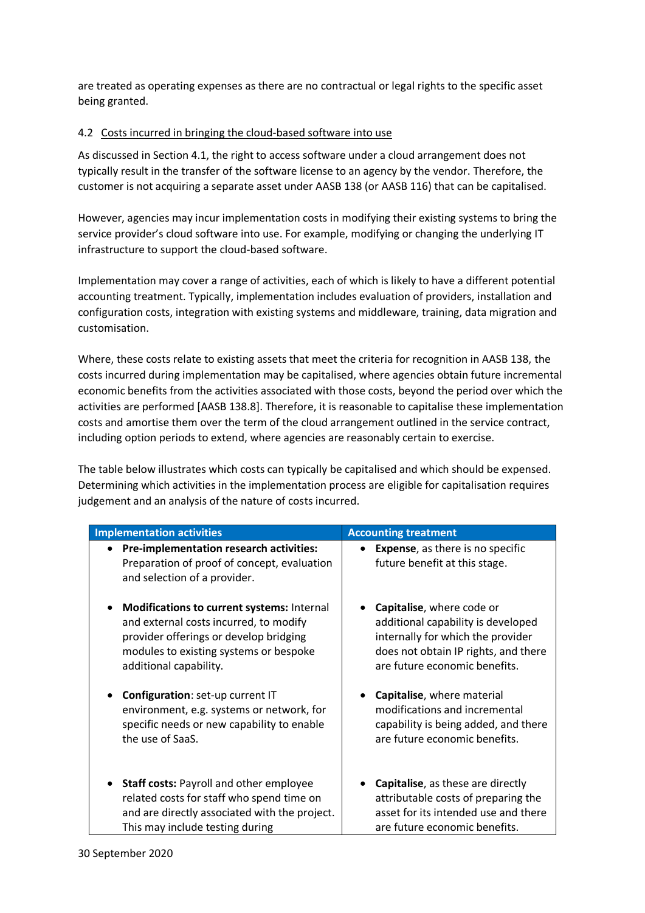are treated as operating expenses as there are no contractual or legal rights to the specific asset being granted.

### 4.2 Costs incurred in bringing the cloud-based software into use

As discussed in Section 4.1, the right to access software under a cloud arrangement does not typically result in the transfer of the software license to an agency by the vendor. Therefore, the customer is not acquiring a separate asset under AASB 138 (or AASB 116) that can be capitalised.

However, agencies may incur implementation costs in modifying their existing systems to bring the service provider's cloud software into use. For example, modifying or changing the underlying IT infrastructure to support the cloud-based software.

Implementation may cover a range of activities, each of which is likely to have a different potential accounting treatment. Typically, implementation includes evaluation of providers, installation and configuration costs, integration with existing systems and middleware, training, data migration and customisation.

Where, these costs relate to existing assets that meet the criteria for recognition in AASB 138, the costs incurred during implementation may be capitalised, where agencies obtain future incremental economic benefits from the activities associated with those costs, beyond the period over which the activities are performed [AASB 138.8]. Therefore, it is reasonable to capitalise these implementation costs and amortise them over the term of the cloud arrangement outlined in the service contract, including option periods to extend, where agencies are reasonably certain to exercise.

The table below illustrates which costs can typically be capitalised and which should be expensed. Determining which activities in the implementation process are eligible for capitalisation requires judgement and an analysis of the nature of costs incurred.

| Implementation activities | Accounting treatment |
| --- | --- |
| • **Pre-implementation research activities:** Preparation of proof of concept, evaluation and selection of a provider. | • **Expense**, as there is no specific future benefit at this stage. |
| • **Modifications to current systems:** Internal and external costs incurred, to modify provider offerings or develop bridging modules to existing systems or bespoke additional capability. | • **Capitalise**, where code or additional capability is developed internally for which the provider does not obtain IP rights, and there are future economic benefits. |
| • **Configuration**: set-up current IT environment, e.g. systems or network, for specific needs or new capability to enable the use of SaaS. | • **Capitalise**, where material modifications and incremental capability is being added, and there are future economic benefits. |
| • **Staff costs:** Payroll and other employee related costs for staff who spend time on and are directly associated with the project. This may include testing during | • **Capitalise**, as these are directly attributable costs of preparing the asset for its intended use and there are future economic benefits. |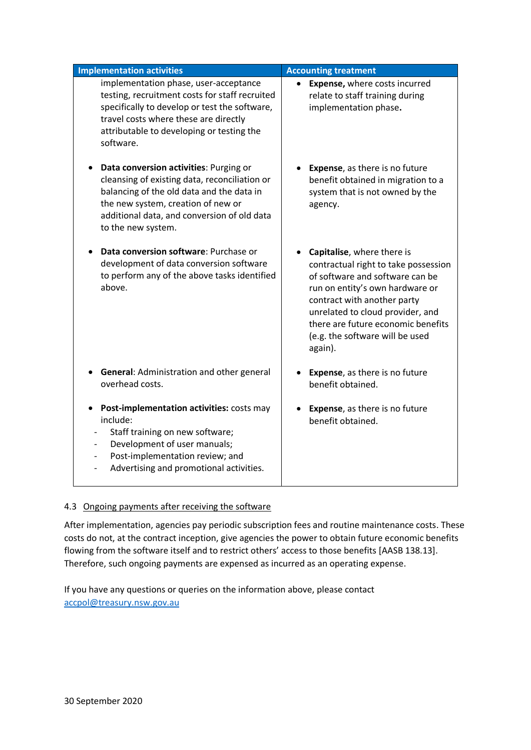| Implementation activities | Accounting treatment |
|---|---|
| implementation phase, user-acceptance testing, recruitment costs for staff recruited specifically to develop or test the software, travel costs where these are directly attributable to developing or testing the software. | • **Expense,** where costs incurred relate to staff training during implementation phase**.** |
| • **Data conversion activities**: Purging or cleansing of existing data, reconciliation or balancing of the old data and the data in the new system, creation of new or additional data, and conversion of old data to the new system. | • **Expense**, as there is no future benefit obtained in migration to a system that is not owned by the agency. |
| • **Data conversion software**: Purchase or development of data conversion software to perform any of the above tasks identified above. | • **Capitalise**, where there is contractual right to take possession of software and software can be run on entity's own hardware or contract with another party unrelated to cloud provider, and there are future economic benefits (e.g. the software will be used again). |
| • **General**: Administration and other general overhead costs. | • **Expense**, as there is no future benefit obtained. |
| • **Post-implementation activities:** costs may include:<br>- Staff training on new software;<br>- Development of user manuals;<br>- Post-implementation review; and<br>- Advertising and promotional activities. | • **Expense**, as there is no future benefit obtained. |

### 4.3 Ongoing payments after receiving the software

After implementation, agencies pay periodic subscription fees and routine maintenance costs. These costs do not, at the contract inception, give agencies the power to obtain future economic benefits flowing from the software itself and to restrict others' access to those benefits [AASB 138.13]. Therefore, such ongoing payments are expensed as incurred as an operating expense.

If you have any questions or queries on the information above, please contact accpol@treasury.nsw.gov.au

30 September 2020